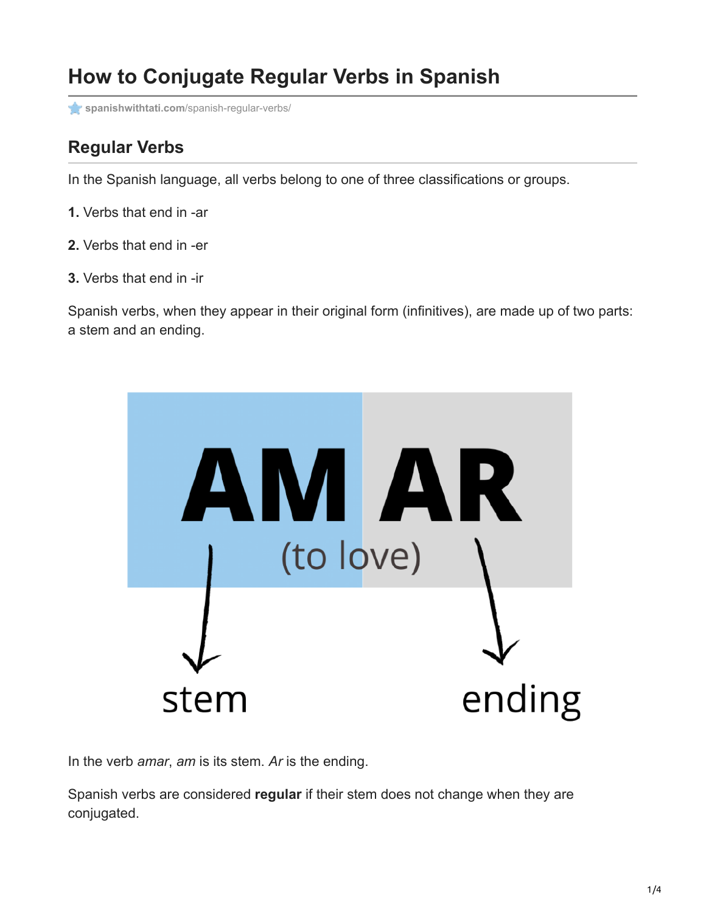# How to Conjugate Regular Verbs in Spanish

spanishwithtati.com/spanish-regular-verbs/

## Regular Verbs

In the Spanish language, all verbs belong to one of three classifications or groups.

**1.** Verbs that end in -ar

**2.** Verbs that end in -er

**3.** Verbs that end in -ir

Spanish verbs, when they appear in their original form (infinitives), are made up of two parts: a stem and an ending.

AM AR

(to love)

stem ending

In the verb *amar*, *am* is its stem. *Ar* is the ending.

Spanish verbs are considered **regular** if their stem does not change when they are conjugated.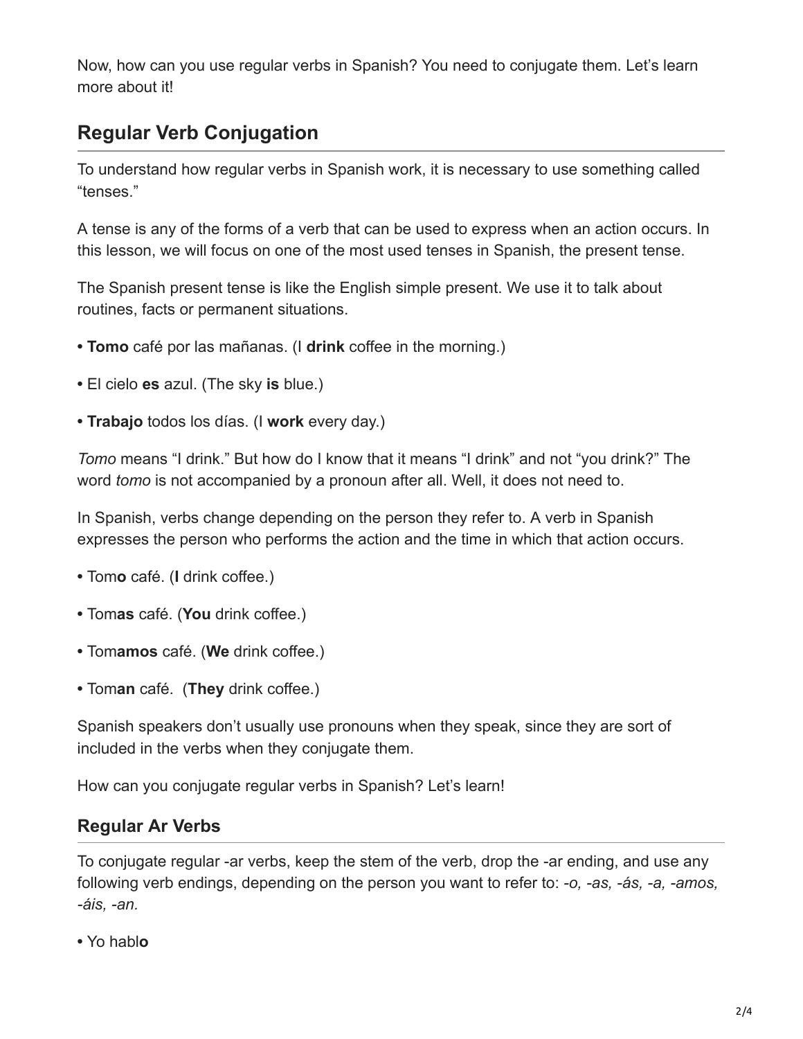Now, how can you use regular verbs in Spanish? You need to conjugate them. Let's learn more about it!

## Regular Verb Conjugation

To understand how regular verbs in Spanish work, it is necessary to use something called "tenses."

A tense is any of the forms of a verb that can be used to express when an action occurs. In this lesson, we will focus on one of the most used tenses in Spanish, the present tense.

The Spanish present tense is like the English simple present. We use it to talk about routines, facts or permanent situations.

- **Tomo** café por las mañanas. (I **drink** coffee in the morning.)
- El cielo **es** azul. (The sky **is** blue.)
- **Trabajo** todos los días. (I **work** every day.)

*Tomo* means "I drink." But how do I know that it means "I drink" and not "you drink?" The word *tomo* is not accompanied by a pronoun after all. Well, it does not need to.

In Spanish, verbs change depending on the person they refer to. A verb in Spanish expresses the person who performs the action and the time in which that action occurs.

- Tom**o** café. (**I** drink coffee.)
- Tom**as** café. (**You** drink coffee.)
- Tom**amos** café. (**We** drink coffee.)
- Tom**an** café. (**They** drink coffee.)

Spanish speakers don't usually use pronouns when they speak, since they are sort of included in the verbs when they conjugate them.

How can you conjugate regular verbs in Spanish? Let's learn!

### Regular Ar Verbs

To conjugate regular -ar verbs, keep the stem of the verb, drop the -ar ending, and use any following verb endings, depending on the person you want to refer to: *-o, -as, -ás, -a, -amos, -áis, -an.*

- Yo habl**o**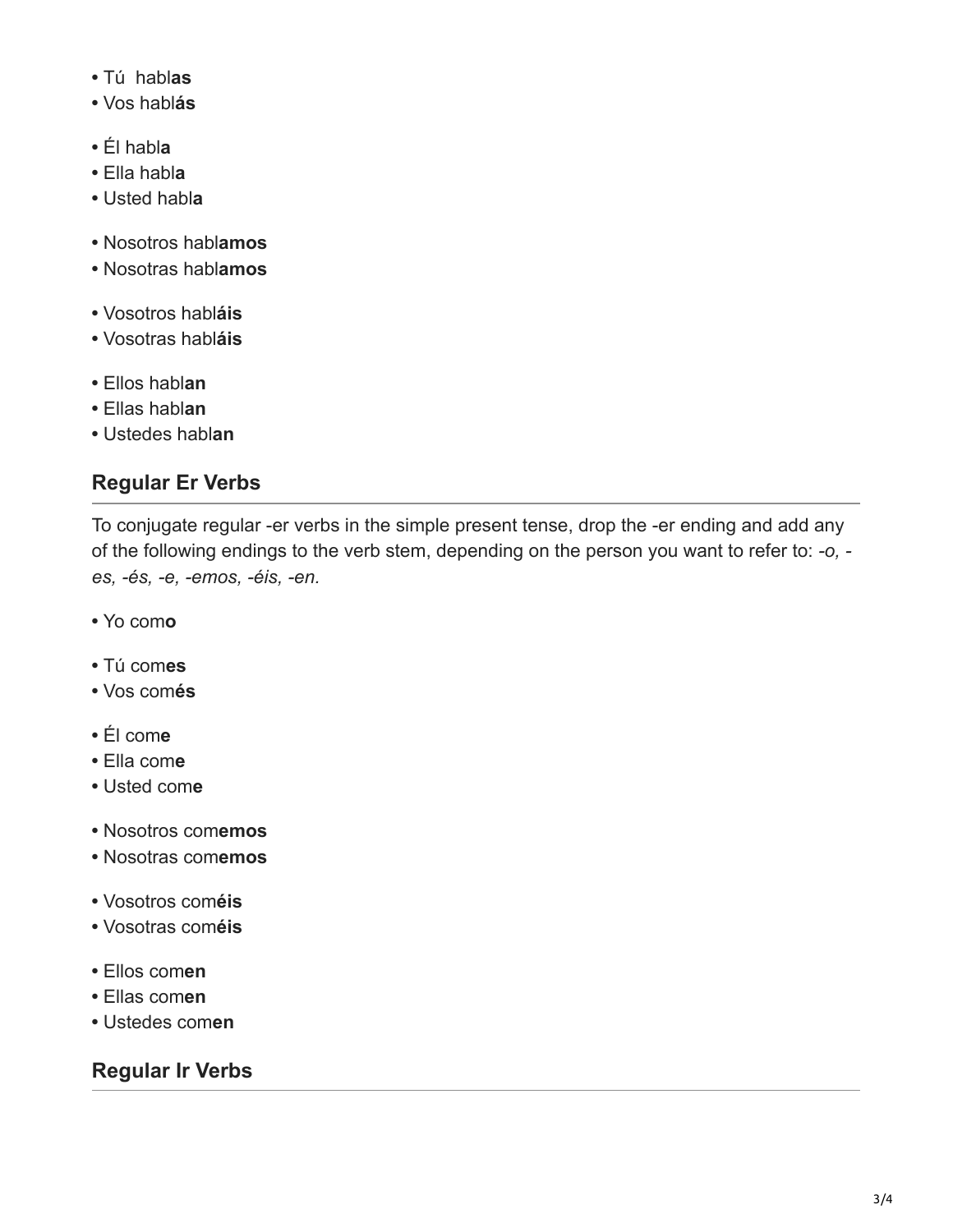- Tú  habl**as**
- Vos habl**ás**

- Él habl**a**
- Ella habl**a**
- Usted habl**a**

- Nosotros habl**amos**
- Nosotras habl**amos**

- Vosotros habl**áis**
- Vosotras habl**áis**

- Ellos habl**an**
- Ellas habl**an**
- Ustedes habl**an**

## Regular Er Verbs

To conjugate regular -er verbs in the simple present tense, drop the -er ending and add any of the following endings to the verb stem, depending on the person you want to refer to: *-o, -es, -és, -e, -emos, -éis, -en.*

- Yo com**o**

- Tú com**es**
- Vos com**és**

- Él com**e**
- Ella com**e**
- Usted com**e**

- Nosotros com**emos**
- Nosotras com**emos**

- Vosotros com**éis**
- Vosotras com**éis**

- Ellos com**en**
- Ellas com**en**
- Ustedes com**en**

## Regular Ir Verbs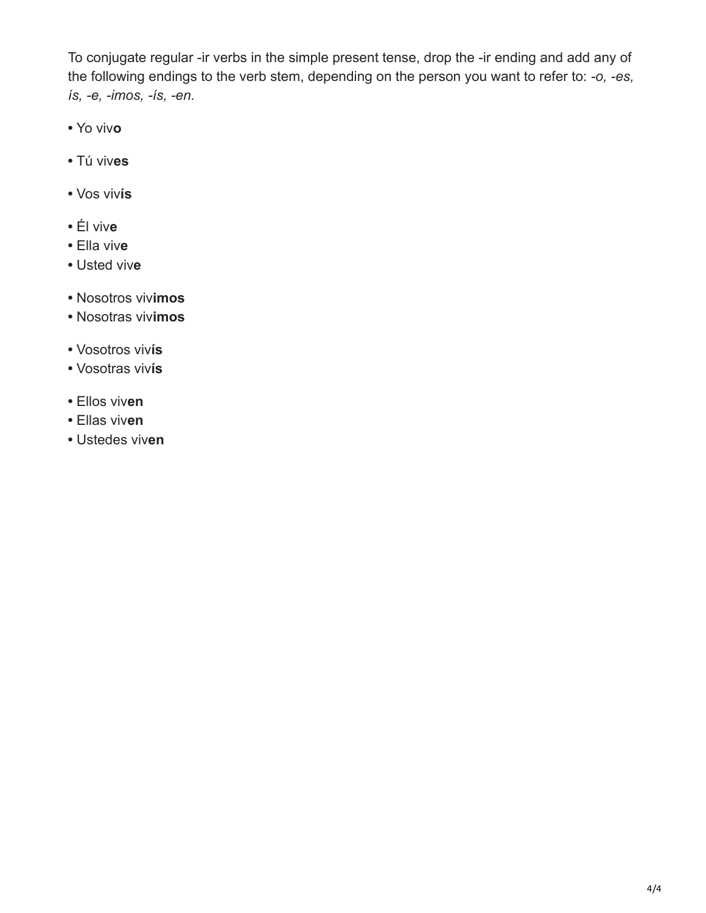To conjugate regular -ir verbs in the simple present tense, drop the -ir ending and add any of the following endings to the verb stem, depending on the person you want to refer to: *-o, -es, ís, -e, -imos, -ís, -en.*

- Yo viv**o**

- Tú viv**es**

- Vos viv**ís**

- Él viv**e**
- Ella viv**e**
- Usted viv**e**

- Nosotros viv**imos**
- Nosotras viv**imos**

- Vosotros viv**ís**
- Vosotras viv**ís**

- Ellos viv**en**
- Ellas viv**en**
- Ustedes viv**en**